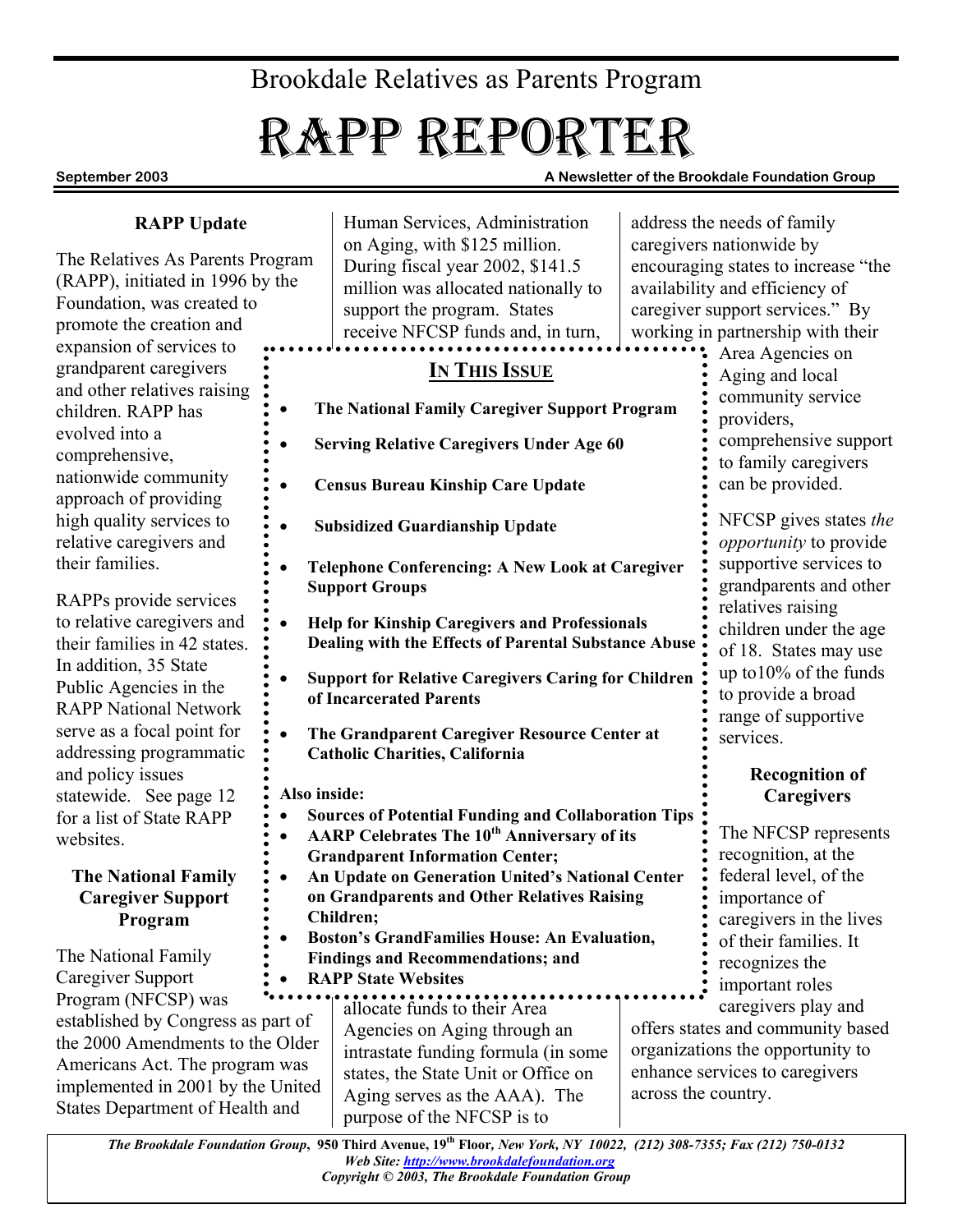Brookdale Relatives as Parents Program

# RAPP REPORTER

September 2003 | A Newsletter of the Brookdale Foundation Group

## RAPP Update

The Relatives As Parents Program (RAPP), initiated in 1996 by the Foundation, was created to promote the creation and expansion of services to grandparent caregivers and other relatives raising children. RAPP has evolved into a comprehensive, nationwide community approach of providing high quality services to relative caregivers and their families.

RAPPs provide services to relative caregivers and their families in 42 states. In addition, 35 State Public Agencies in the RAPP National Network serve as a focal point for addressing programmatic and policy issues statewide. See page 12 for a list of State RAPP websites.

## The National Family Caregiver Support Program

The National Family Caregiver Support Program (NFCSP) was established by Congress as part of the 2000 Amendments to the Older Americans Act. The program was implemented in 2001 by the United States Department of Health and Human Services, Administration on Aging, with $125 million. During fiscal year 2002, $141.5 million was allocated nationally to support the program. States receive NFCSP funds and, in turn, allocate funds to their Area Agencies on Aging through an intrastate funding formula (in some states, the State Unit or Office on Aging serves as the AAA). The purpose of the NFCSP is to address the needs of family caregivers nationwide by encouraging states to increase "the availability and efficiency of caregiver support services." By working in partnership with their Area Agencies on Aging and local community service providers, comprehensive support to family caregivers can be provided.

NFCSP gives states *the opportunity* to provide supportive services to grandparents and other relatives raising children under the age of 18. States may use up to10% of the funds to provide a broad range of supportive services.

### Recognition of Caregivers

The NFCSP represents recognition, at the federal level, of the importance of caregivers in the lives of their families. It recognizes the important roles caregivers play and offers states and community based organizations the opportunity to enhance services to caregivers across the country.

---

**IN THIS ISSUE**

- **The National Family Caregiver Support Program**
- **Serving Relative Caregivers Under Age 60**
- **Census Bureau Kinship Care Update**
- **Subsidized Guardianship Update**
- **Telephone Conferencing: A New Look at Caregiver Support Groups**
- **Help for Kinship Caregivers and Professionals Dealing with the Effects of Parental Substance Abuse**
- **Support for Relative Caregivers Caring for Children of Incarcerated Parents**
- **The Grandparent Caregiver Resource Center at Catholic Charities, California**

**Also inside:**

- **Sources of Potential Funding and Collaboration Tips**
- **AARP Celebrates The 10th Anniversary of its Grandparent Information Center;**
- **An Update on Generation United's National Center on Grandparents and Other Relatives Raising Children;**
- **Boston's GrandFamilies House: An Evaluation, Findings and Recommendations; and**
- **RAPP State Websites**

---

***The Brookdale Foundation Group*, 950 Third Avenue, 19th Floor, *New York, NY 10022*, (212) 308-7355; Fax (212) 750-0132**
***Web Site: http://www.brookdalefoundation.org***
***Copyright © 2003, The Brookdale Foundation Group***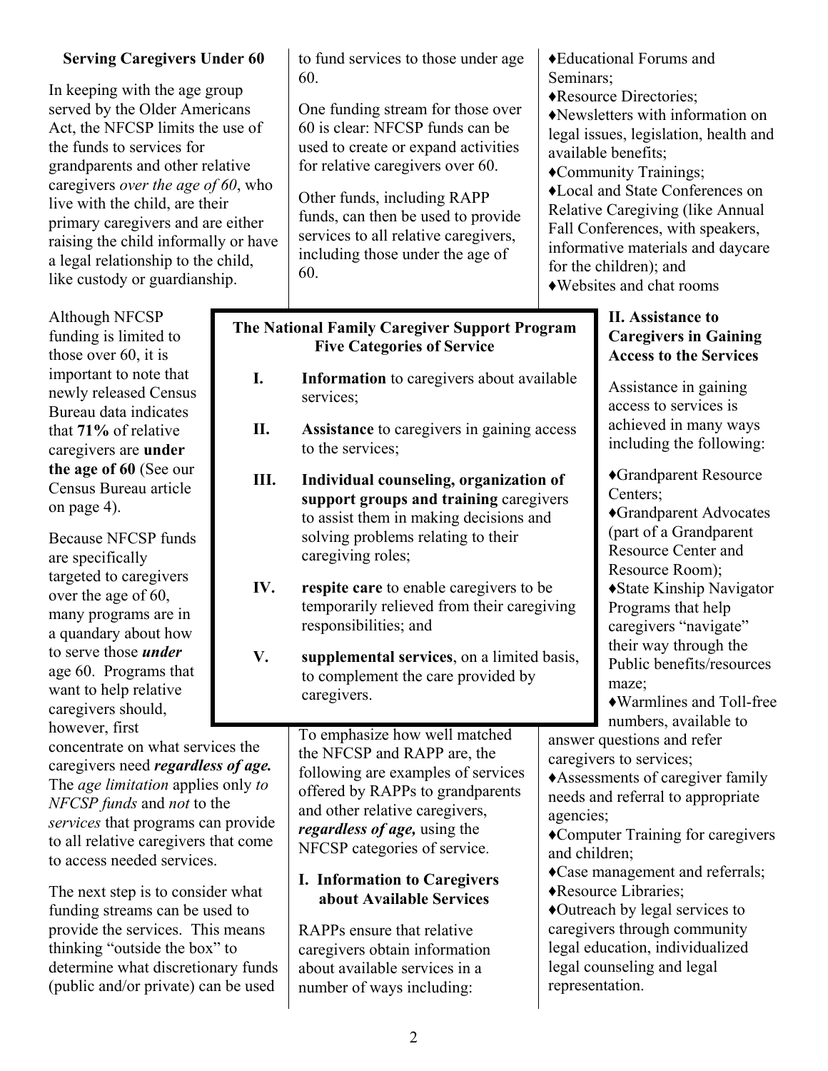## Serving Caregivers Under 60

In keeping with the age group served by the Older Americans Act, the NFCSP limits the use of the funds to services for grandparents and other relative caregivers *over the age of 60*, who live with the child, are their primary caregivers and are either raising the child informally or have a legal relationship to the child, like custody or guardianship.

Although NFCSP funding is limited to those over 60, it is important to note that newly released Census Bureau data indicates that **71%** of relative caregivers are **under the age of 60** (See our Census Bureau article on page 4).

Because NFCSP funds are specifically targeted to caregivers over the age of 60, many programs are in a quandary about how to serve those ***under*** age 60. Programs that want to help relative caregivers should, however, first concentrate on what services the caregivers need ***regardless of age.*** The *age limitation* applies only *to NFCSP funds* and *not* to the *services* that programs can provide to all relative caregivers that come to access needed services.

The next step is to consider what funding streams can be used to provide the services. This means thinking "outside the box" to determine what discretionary funds (public and/or private) can be used to fund services to those under age 60.

One funding stream for those over 60 is clear: NFCSP funds can be used to create or expand activities for relative caregivers over 60.

Other funds, including RAPP funds, can then be used to provide services to all relative caregivers, including those under the age of 60.

> **The National Family Caregiver Support Program Five Categories of Service**
>
> I. **Information** to caregivers about available services;
>
> II. **Assistance** to caregivers in gaining access to the services;
>
> III. **Individual counseling, organization of support groups and training** caregivers to assist them in making decisions and solving problems relating to their caregiving roles;
>
> IV. **respite care** to enable caregivers to be temporarily relieved from their caregiving responsibilities; and
>
> V. **supplemental services**, on a limited basis, to complement the care provided by caregivers.

To emphasize how well matched the NFCSP and RAPP are, the following are examples of services offered by RAPPs to grandparents and other relative caregivers, ***regardless of age,*** using the NFCSP categories of service.

### I. Information to Caregivers about Available Services

RAPPs ensure that relative caregivers obtain information about available services in a number of ways including:

- ♦Educational Forums and Seminars;
- ♦Resource Directories;
- ♦Newsletters with information on legal issues, legislation, health and available benefits;
- ♦Community Trainings;
- ♦Local and State Conferences on Relative Caregiving (like Annual Fall Conferences, with speakers, informative materials and daycare for the children); and
- ♦Websites and chat rooms

### II. Assistance to Caregivers in Gaining Access to the Services

Assistance in gaining access to services is achieved in many ways including the following:

- ♦Grandparent Resource Centers;
- ♦Grandparent Advocates (part of a Grandparent Resource Center and Resource Room);
- ♦State Kinship Navigator Programs that help caregivers "navigate" their way through the Public benefits/resources maze;
- ♦Warmlines and Toll-free numbers, available to answer questions and refer caregivers to services;
- ♦Assessments of caregiver family needs and referral to appropriate agencies;
- ♦Computer Training for caregivers and children;
- ♦Case management and referrals;
- ♦Resource Libraries;
- ♦Outreach by legal services to caregivers through community legal education, individualized legal counseling and legal representation.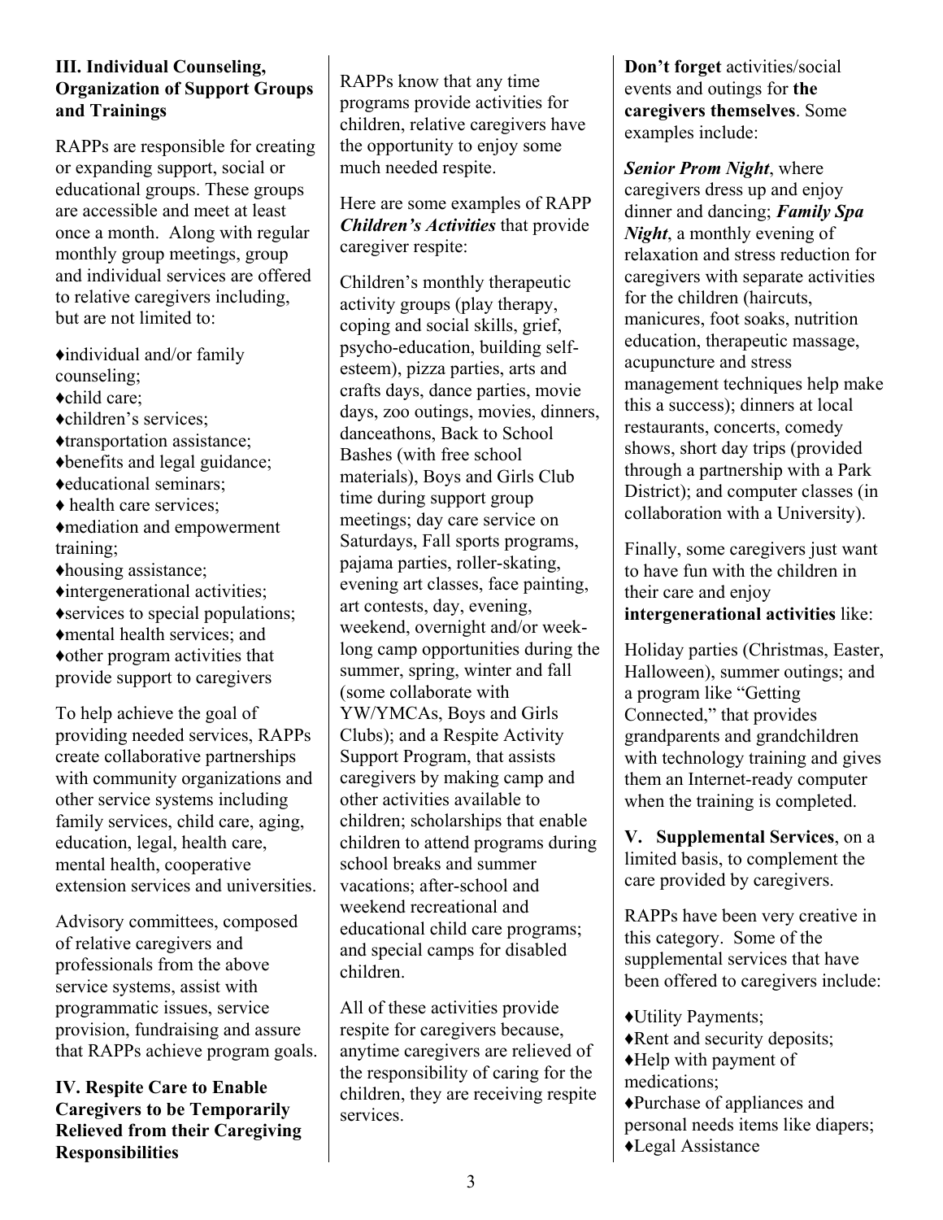### III. Individual Counseling, Organization of Support Groups and Trainings

RAPPs are responsible for creating or expanding support, social or educational groups. These groups are accessible and meet at least once a month. Along with regular monthly group meetings, group and individual services are offered to relative caregivers including, but are not limited to:

- ♦individual and/or family counseling;
- ♦child care;
- ♦children's services;
- ♦transportation assistance;
- ♦benefits and legal guidance;
- ♦educational seminars;
- ♦ health care services;
- ♦mediation and empowerment training;
- ♦housing assistance;
- ♦intergenerational activities;
- ♦services to special populations;
- ♦mental health services; and
- ♦other program activities that provide support to caregivers

To help achieve the goal of providing needed services, RAPPs create collaborative partnerships with community organizations and other service systems including family services, child care, aging, education, legal, health care, mental health, cooperative extension services and universities.

Advisory committees, composed of relative caregivers and professionals from the above service systems, assist with programmatic issues, service provision, fundraising and assure that RAPPs achieve program goals.

### IV. Respite Care to Enable Caregivers to be Temporarily Relieved from their Caregiving Responsibilities

RAPPs know that any time programs provide activities for children, relative caregivers have the opportunity to enjoy some much needed respite.

Here are some examples of RAPP ***Children's Activities*** that provide caregiver respite:

Children's monthly therapeutic activity groups (play therapy, coping and social skills, grief, psycho-education, building self-esteem), pizza parties, arts and crafts days, dance parties, movie days, zoo outings, movies, dinners, danceathons, Back to School Bashes (with free school materials), Boys and Girls Club time during support group meetings; day care service on Saturdays, Fall sports programs, pajama parties, roller-skating, evening art classes, face painting, art contests, day, evening, weekend, overnight and/or week-long camp opportunities during the summer, spring, winter and fall (some collaborate with YW/YMCAs, Boys and Girls Clubs); and a Respite Activity Support Program, that assists caregivers by making camp and other activities available to children; scholarships that enable children to attend programs during school breaks and summer vacations; after-school and weekend recreational and educational child care programs; and special camps for disabled children.

All of these activities provide respite for caregivers because, anytime caregivers are relieved of the responsibility of caring for the children, they are receiving respite services.

**Don't forget** activities/social events and outings for **the caregivers themselves**. Some examples include:

***Senior Prom Night***, where caregivers dress up and enjoy dinner and dancing; ***Family Spa Night***, a monthly evening of relaxation and stress reduction for caregivers with separate activities for the children (haircuts, manicures, foot soaks, nutrition education, therapeutic massage, acupuncture and stress management techniques help make this a success); dinners at local restaurants, concerts, comedy shows, short day trips (provided through a partnership with a Park District); and computer classes (in collaboration with a University).

Finally, some caregivers just want to have fun with the children in their care and enjoy **intergenerational activities** like:

Holiday parties (Christmas, Easter, Halloween), summer outings; and a program like "Getting Connected," that provides grandparents and grandchildren with technology training and gives them an Internet-ready computer when the training is completed.

**V. Supplemental Services**, on a limited basis, to complement the care provided by caregivers.

RAPPs have been very creative in this category. Some of the supplemental services that have been offered to caregivers include:

- ♦Utility Payments;
- ♦Rent and security deposits;
- ♦Help with payment of medications;
- ♦Purchase of appliances and personal needs items like diapers;
- ♦Legal Assistance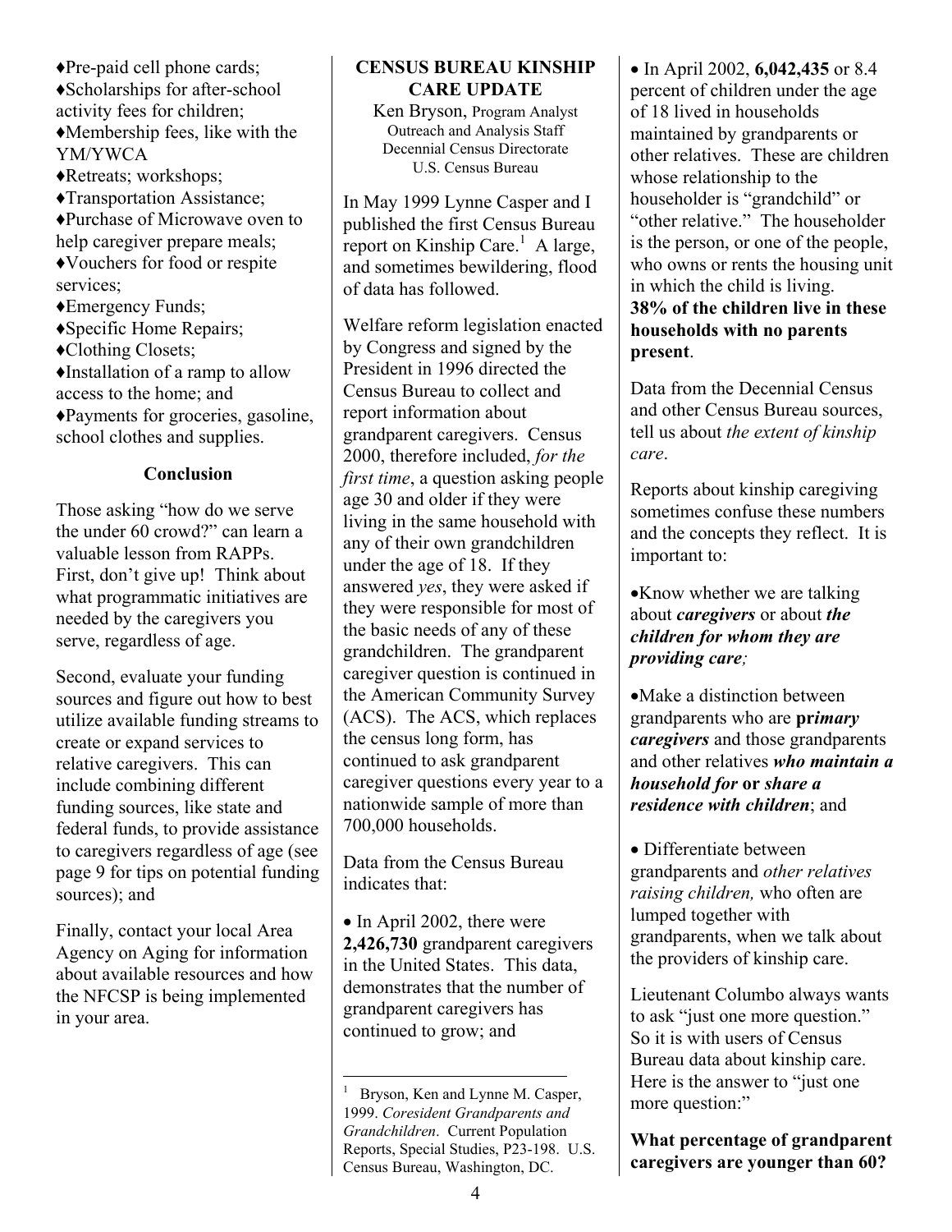♦Pre-paid cell phone cards;
♦Scholarships for after-school activity fees for children;
♦Membership fees, like with the YM/YWCA
♦Retreats; workshops;
♦Transportation Assistance;
♦Purchase of Microwave oven to help caregiver prepare meals;
♦Vouchers for food or respite services;
♦Emergency Funds;
♦Specific Home Repairs;
♦Clothing Closets;
♦Installation of a ramp to allow access to the home; and
♦Payments for groceries, gasoline, school clothes and supplies.

## Conclusion

Those asking "how do we serve the under 60 crowd?" can learn a valuable lesson from RAPPs. First, don't give up! Think about what programmatic initiatives are needed by the caregivers you serve, regardless of age.

Second, evaluate your funding sources and figure out how to best utilize available funding streams to create or expand services to relative caregivers. This can include combining different funding sources, like state and federal funds, to provide assistance to caregivers regardless of age (see page 9 for tips on potential funding sources); and

Finally, contact your local Area Agency on Aging for information about available resources and how the NFCSP is being implemented in your area.

## CENSUS BUREAU KINSHIP CARE UPDATE

Ken Bryson, Program Analyst
Outreach and Analysis Staff
Decennial Census Directorate
U.S. Census Bureau

In May 1999 Lynne Casper and I published the first Census Bureau report on Kinship Care.[1] A large, and sometimes bewildering, flood of data has followed.

Welfare reform legislation enacted by Congress and signed by the President in 1996 directed the Census Bureau to collect and report information about grandparent caregivers. Census 2000, therefore included, *for the first time*, a question asking people age 30 and older if they were living in the same household with any of their own grandchildren under the age of 18. If they answered *yes*, they were asked if they were responsible for most of the basic needs of any of these grandchildren. The grandparent caregiver question is continued in the American Community Survey (ACS). The ACS, which replaces the census long form, has continued to ask grandparent caregiver questions every year to a nationwide sample of more than 700,000 households.

Data from the Census Bureau indicates that:

- In April 2002, there were **2,426,730** grandparent caregivers in the United States. This data, demonstrates that the number of grandparent caregivers has continued to grow; and
- In April 2002, **6,042,435** or 8.4 percent of children under the age of 18 lived in households maintained by grandparents or other relatives. These are children whose relationship to the householder is "grandchild" or "other relative." The householder is the person, or one of the people, who owns or rents the housing unit in which the child is living. **38% of the children live in these households with no parents present**.

Data from the Decennial Census and other Census Bureau sources, tell us about *the extent of kinship care*.

Reports about kinship caregiving sometimes confuse these numbers and the concepts they reflect. It is important to:

- Know whether we are talking about ***caregivers*** or about ***the children for whom they are providing care;***
- Make a distinction between grandparents who are **pr*imary caregivers*** and those grandparents and other relatives ***who maintain a household for* or *share a residence with children***; and
- Differentiate between grandparents and *other relatives raising children,* who often are lumped together with grandparents, when we talk about the providers of kinship care.

Lieutenant Columbo always wants to ask "just one more question." So it is with users of Census Bureau data about kinship care. Here is the answer to "just one more question:"

**What percentage of grandparent caregivers are younger than 60?**

---

[1] Bryson, Ken and Lynne M. Casper, 1999. *Coresident Grandparents and Grandchildren*. Current Population Reports, Special Studies, P23-198. U.S. Census Bureau, Washington, DC.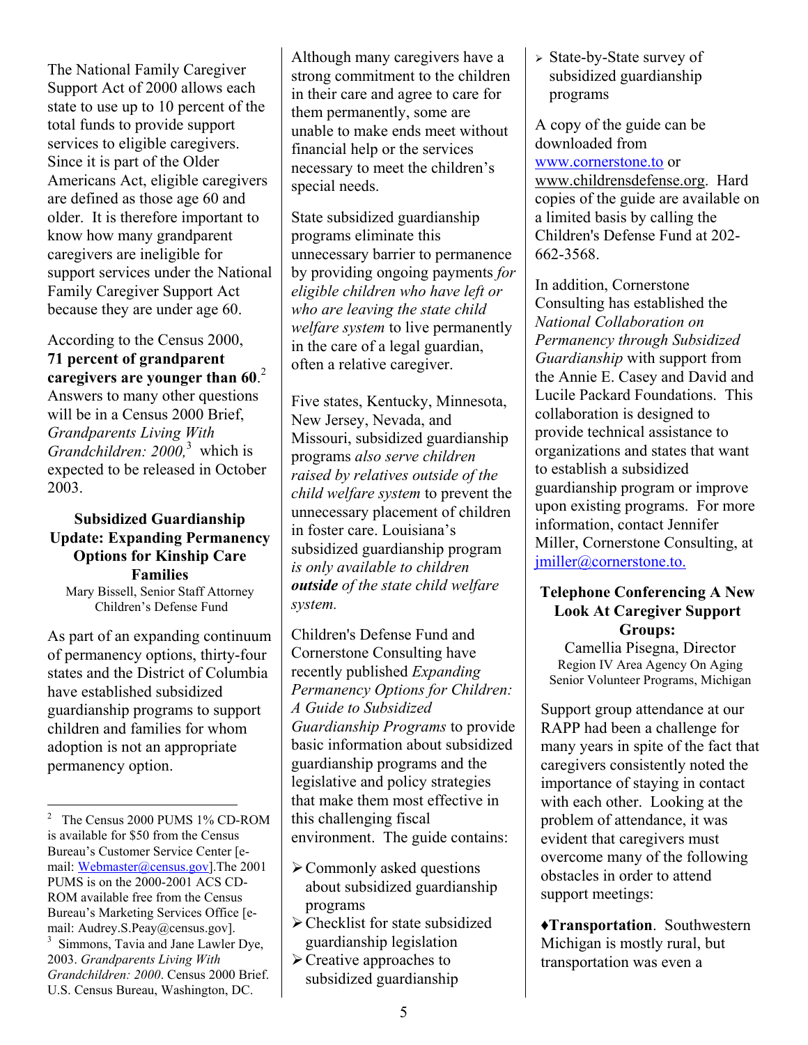The National Family Caregiver Support Act of 2000 allows each state to use up to 10 percent of the total funds to provide support services to eligible caregivers. Since it is part of the Older Americans Act, eligible caregivers are defined as those age 60 and older. It is therefore important to know how many grandparent caregivers are ineligible for support services under the National Family Caregiver Support Act because they are under age 60.

According to the Census 2000, **71 percent of grandparent caregivers are younger than 60**.[2] Answers to many other questions will be in a Census 2000 Brief, *Grandparents Living With Grandchildren: 2000,*[3] which is expected to be released in October 2003.

## Subsidized Guardianship Update: Expanding Permanency Options for Kinship Care Families

Mary Bissell, Senior Staff Attorney
Children's Defense Fund

As part of an expanding continuum of permanency options, thirty-four states and the District of Columbia have established subsidized guardianship programs to support children and families for whom adoption is not an appropriate permanency option.

Although many caregivers have a strong commitment to the children in their care and agree to care for them permanently, some are unable to make ends meet without financial help or the services necessary to meet the children's special needs.

State subsidized guardianship programs eliminate this unnecessary barrier to permanence by providing ongoing payments *for eligible children who have left or who are leaving the state child welfare system* to live permanently in the care of a legal guardian, often a relative caregiver.

Five states, Kentucky, Minnesota, New Jersey, Nevada, and Missouri, subsidized guardianship programs *also serve children raised by relatives outside of the child welfare system* to prevent the unnecessary placement of children in foster care. Louisiana's subsidized guardianship program *is only available to children* ***outside*** *of the state child welfare system.*

Children's Defense Fund and Cornerstone Consulting have recently published *Expanding Permanency Options for Children: A Guide to Subsidized Guardianship Programs* to provide basic information about subsidized guardianship programs and the legislative and policy strategies that make them most effective in this challenging fiscal environment. The guide contains:

- Commonly asked questions about subsidized guardianship programs
- Checklist for state subsidized guardianship legislation
- Creative approaches to subsidized guardianship
- State-by-State survey of subsidized guardianship programs

A copy of the guide can be downloaded from www.cornerstone.to or www.childrensdefense.org. Hard copies of the guide are available on a limited basis by calling the Children's Defense Fund at 202-662-3568.

In addition, Cornerstone Consulting has established the *National Collaboration on Permanency through Subsidized Guardianship* with support from the Annie E. Casey and David and Lucile Packard Foundations. This collaboration is designed to provide technical assistance to organizations and states that want to establish a subsidized guardianship program or improve upon existing programs. For more information, contact Jennifer Miller, Cornerstone Consulting, at jmiller@cornerstone.to.

## Telephone Conferencing A New Look At Caregiver Support Groups:

Camellia Pisegna, Director
Region IV Area Agency On Aging
Senior Volunteer Programs, Michigan

Support group attendance at our RAPP had been a challenge for many years in spite of the fact that caregivers consistently noted the importance of staying in contact with each other. Looking at the problem of attendance, it was evident that caregivers must overcome many of the following obstacles in order to attend support meetings:

♦**Transportation**. Southwestern Michigan is mostly rural, but transportation was even a

---

[2] The Census 2000 PUMS 1% CD-ROM is available for $50 from the Census Bureau's Customer Service Center [e-mail: Webmaster@census.gov].The 2001 PUMS is on the 2000-2001 ACS CD-ROM available free from the Census Bureau's Marketing Services Office [e-mail: Audrey.S.Peay@census.gov].

[3] Simmons, Tavia and Jane Lawler Dye, 2003. *Grandparents Living With Grandchildren: 2000*. Census 2000 Brief. U.S. Census Bureau, Washington, DC.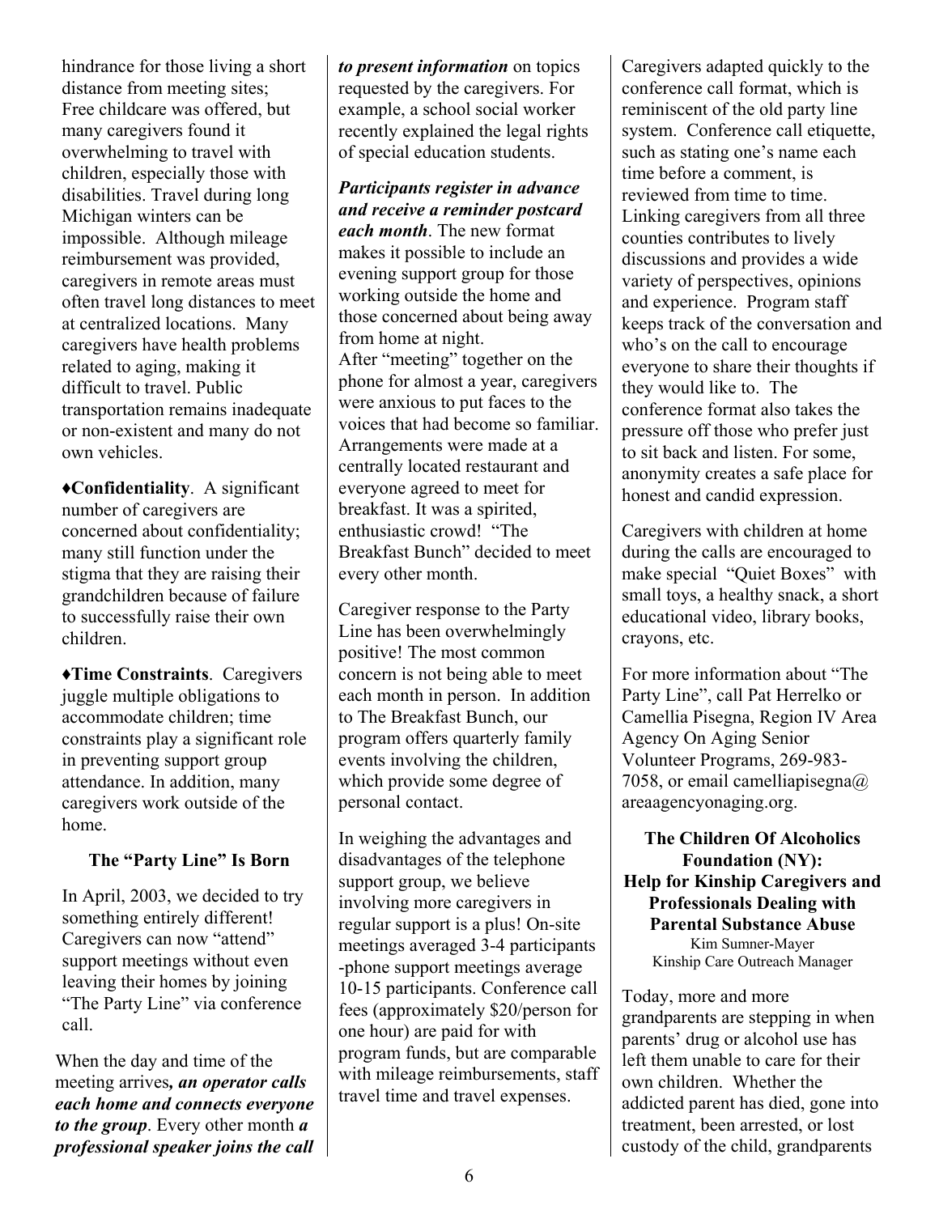hindrance for those living a short distance from meeting sites; Free childcare was offered, but many caregivers found it overwhelming to travel with children, especially those with disabilities. Travel during long Michigan winters can be impossible. Although mileage reimbursement was provided, caregivers in remote areas must often travel long distances to meet at centralized locations. Many caregivers have health problems related to aging, making it difficult to travel. Public transportation remains inadequate or non-existent and many do not own vehicles.

♦**Confidentiality**. A significant number of caregivers are concerned about confidentiality; many still function under the stigma that they are raising their grandchildren because of failure to successfully raise their own children.

♦**Time Constraints**. Caregivers juggle multiple obligations to accommodate children; time constraints play a significant role in preventing support group attendance. In addition, many caregivers work outside of the home.

### The "Party Line" Is Born

In April, 2003, we decided to try something entirely different! Caregivers can now "attend" support meetings without even leaving their homes by joining "The Party Line" via conference call.

When the day and time of the meeting arrives*, an operator calls each home and connects everyone to the group*. Every other month ***a professional speaker joins the call to present information*** on topics requested by the caregivers. For example, a school social worker recently explained the legal rights of special education students.

***Participants register in advance and receive a reminder postcard each month***. The new format makes it possible to include an evening support group for those working outside the home and those concerned about being away from home at night.
After "meeting" together on the phone for almost a year, caregivers were anxious to put faces to the voices that had become so familiar. Arrangements were made at a centrally located restaurant and everyone agreed to meet for breakfast. It was a spirited, enthusiastic crowd! "The Breakfast Bunch" decided to meet every other month.

Caregiver response to the Party Line has been overwhelmingly positive! The most common concern is not being able to meet each month in person. In addition to The Breakfast Bunch, our program offers quarterly family events involving the children, which provide some degree of personal contact.

In weighing the advantages and disadvantages of the telephone support group, we believe involving more caregivers in regular support is a plus! On-site meetings averaged 3-4 participants -phone support meetings average 10-15 participants. Conference call fees (approximately $20/person for one hour) are paid for with program funds, but are comparable with mileage reimbursements, staff travel time and travel expenses.

Caregivers adapted quickly to the conference call format, which is reminiscent of the old party line system. Conference call etiquette, such as stating one's name each time before a comment, is reviewed from time to time. Linking caregivers from all three counties contributes to lively discussions and provides a wide variety of perspectives, opinions and experience. Program staff keeps track of the conversation and who's on the call to encourage everyone to share their thoughts if they would like to. The conference format also takes the pressure off those who prefer just to sit back and listen. For some, anonymity creates a safe place for honest and candid expression.

Caregivers with children at home during the calls are encouraged to make special "Quiet Boxes" with small toys, a healthy snack, a short educational video, library books, crayons, etc.

For more information about "The Party Line", call Pat Herrelko or Camellia Pisegna, Region IV Area Agency On Aging Senior Volunteer Programs, 269-983-7058, or email camelliapisegna@areaagencyonaging.org.

## The Children Of Alcoholics Foundation (NY): Help for Kinship Caregivers and Professionals Dealing with Parental Substance Abuse

Kim Sumner-Mayer
Kinship Care Outreach Manager

Today, more and more grandparents are stepping in when parents' drug or alcohol use has left them unable to care for their own children. Whether the addicted parent has died, gone into treatment, been arrested, or lost custody of the child, grandparents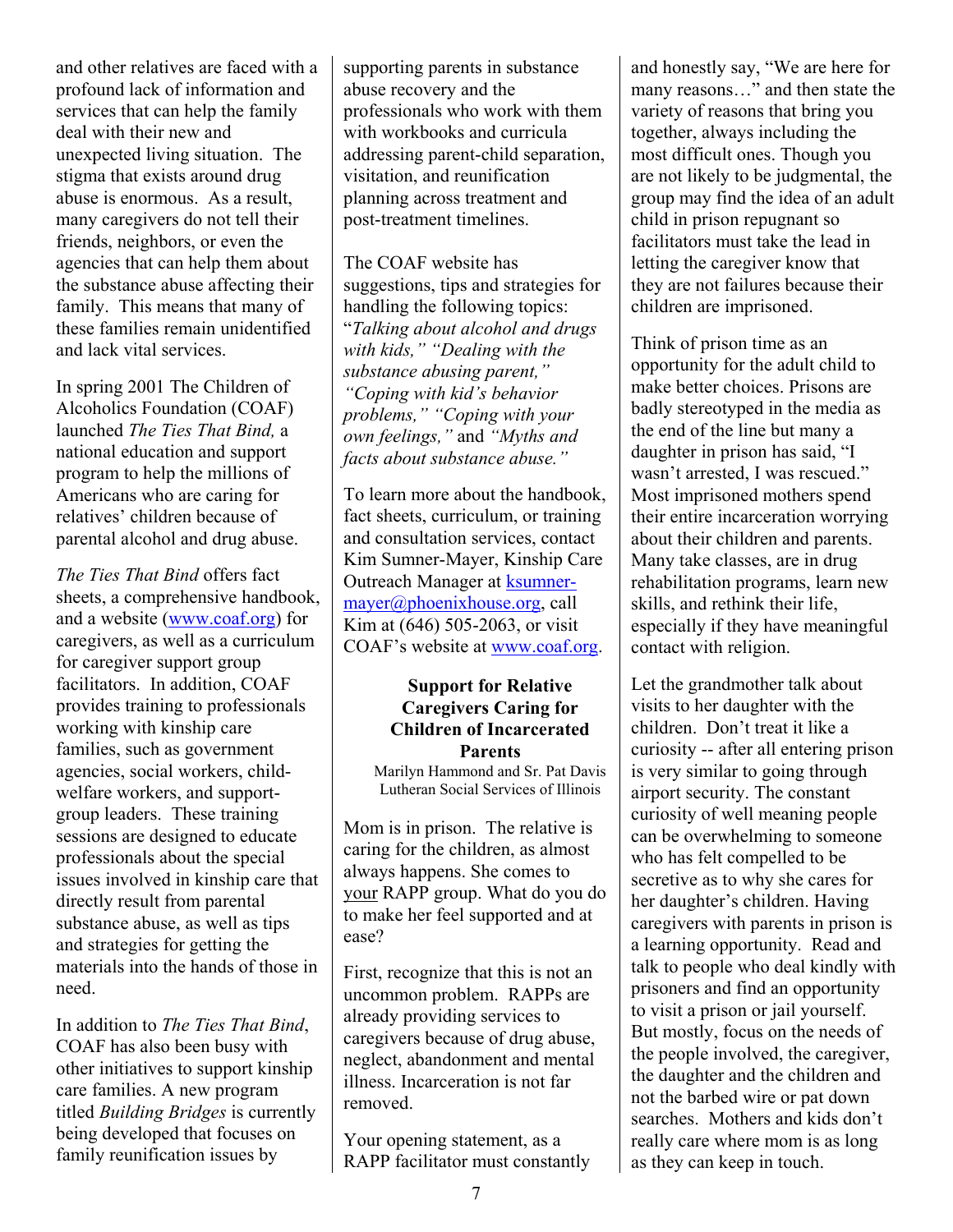and other relatives are faced with a profound lack of information and services that can help the family deal with their new and unexpected living situation. The stigma that exists around drug abuse is enormous. As a result, many caregivers do not tell their friends, neighbors, or even the agencies that can help them about the substance abuse affecting their family. This means that many of these families remain unidentified and lack vital services.

In spring 2001 The Children of Alcoholics Foundation (COAF) launched *The Ties That Bind,* a national education and support program to help the millions of Americans who are caring for relatives' children because of parental alcohol and drug abuse.

*The Ties That Bind* offers fact sheets, a comprehensive handbook, and a website (www.coaf.org) for caregivers, as well as a curriculum for caregiver support group facilitators. In addition, COAF provides training to professionals working with kinship care families, such as government agencies, social workers, child-welfare workers, and support-group leaders. These training sessions are designed to educate professionals about the special issues involved in kinship care that directly result from parental substance abuse, as well as tips and strategies for getting the materials into the hands of those in need.

In addition to *The Ties That Bind*, COAF has also been busy with other initiatives to support kinship care families. A new program titled *Building Bridges* is currently being developed that focuses on family reunification issues by supporting parents in substance abuse recovery and the professionals who work with them with workbooks and curricula addressing parent-child separation, visitation, and reunification planning across treatment and post-treatment timelines.

The COAF website has suggestions, tips and strategies for handling the following topics: "*Talking about alcohol and drugs with kids," "Dealing with the substance abusing parent," "Coping with kid's behavior problems," "Coping with your own feelings,"* and *"Myths and facts about substance abuse."*

To learn more about the handbook, fact sheets, curriculum, or training and consultation services, contact Kim Sumner-Mayer, Kinship Care Outreach Manager at ksumner-mayer@phoenixhouse.org, call Kim at (646) 505-2063, or visit COAF's website at www.coaf.org.

## Support for Relative Caregivers Caring for Children of Incarcerated Parents

Marilyn Hammond and Sr. Pat Davis
Lutheran Social Services of Illinois

Mom is in prison. The relative is caring for the children, as almost always happens. She comes to your RAPP group. What do you do to make her feel supported and at ease?

First, recognize that this is not an uncommon problem. RAPPs are already providing services to caregivers because of drug abuse, neglect, abandonment and mental illness. Incarceration is not far removed.

Your opening statement, as a RAPP facilitator must constantly and honestly say, "We are here for many reasons…" and then state the variety of reasons that bring you together, always including the most difficult ones. Though you are not likely to be judgmental, the group may find the idea of an adult child in prison repugnant so facilitators must take the lead in letting the caregiver know that they are not failures because their children are imprisoned.

Think of prison time as an opportunity for the adult child to make better choices. Prisons are badly stereotyped in the media as the end of the line but many a daughter in prison has said, "I wasn't arrested, I was rescued." Most imprisoned mothers spend their entire incarceration worrying about their children and parents. Many take classes, are in drug rehabilitation programs, learn new skills, and rethink their life, especially if they have meaningful contact with religion.

Let the grandmother talk about visits to her daughter with the children. Don't treat it like a curiosity -- after all entering prison is very similar to going through airport security. The constant curiosity of well meaning people can be overwhelming to someone who has felt compelled to be secretive as to why she cares for her daughter's children. Having caregivers with parents in prison is a learning opportunity. Read and talk to people who deal kindly with prisoners and find an opportunity to visit a prison or jail yourself. But mostly, focus on the needs of the people involved, the caregiver, the daughter and the children and not the barbed wire or pat down searches. Mothers and kids don't really care where mom is as long as they can keep in touch.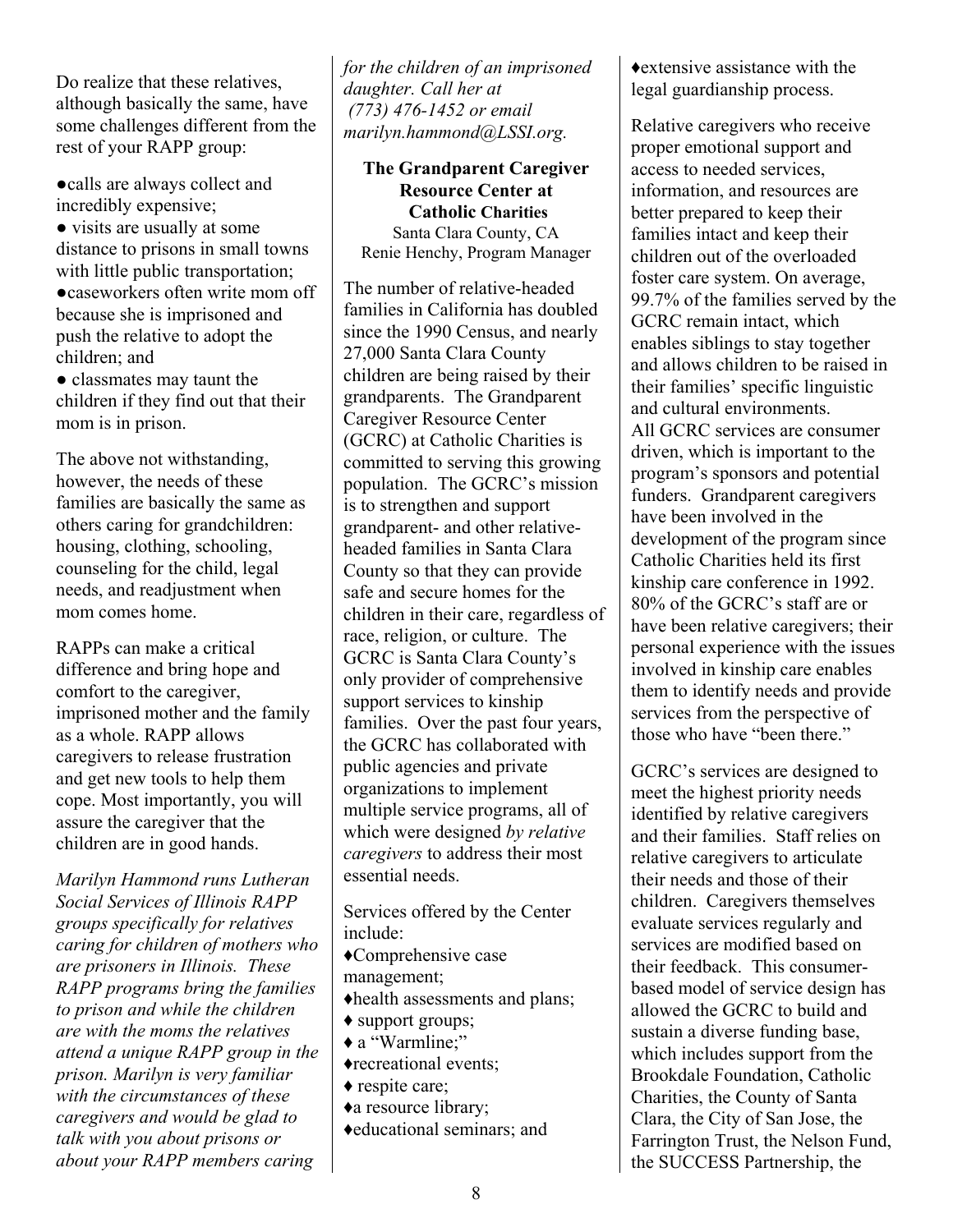Do realize that these relatives, although basically the same, have some challenges different from the rest of your RAPP group:

- calls are always collect and incredibly expensive;
- visits are usually at some distance to prisons in small towns with little public transportation;
- caseworkers often write mom off because she is imprisoned and push the relative to adopt the children; and
- classmates may taunt the children if they find out that their mom is in prison.

The above not withstanding, however, the needs of these families are basically the same as others caring for grandchildren: housing, clothing, schooling, counseling for the child, legal needs, and readjustment when mom comes home.

RAPPs can make a critical difference and bring hope and comfort to the caregiver, imprisoned mother and the family as a whole. RAPP allows caregivers to release frustration and get new tools to help them cope. Most importantly, you will assure the caregiver that the children are in good hands.

*Marilyn Hammond runs Lutheran Social Services of Illinois RAPP groups specifically for relatives caring for children of mothers who are prisoners in Illinois. These RAPP programs bring the families to prison and while the children are with the moms the relatives attend a unique RAPP group in the prison. Marilyn is very familiar with the circumstances of these caregivers and would be glad to talk with you about prisons or about your RAPP members caring for the children of an imprisoned daughter. Call her at (773) 476-1452 or email marilyn.hammond@LSSI.org.*

## The Grandparent Caregiver Resource Center at Catholic Charities

Santa Clara County, CA
Renie Henchy, Program Manager

The number of relative-headed families in California has doubled since the 1990 Census, and nearly 27,000 Santa Clara County children are being raised by their grandparents. The Grandparent Caregiver Resource Center (GCRC) at Catholic Charities is committed to serving this growing population. The GCRC's mission is to strengthen and support grandparent- and other relative-headed families in Santa Clara County so that they can provide safe and secure homes for the children in their care, regardless of race, religion, or culture. The GCRC is Santa Clara County's only provider of comprehensive support services to kinship families. Over the past four years, the GCRC has collaborated with public agencies and private organizations to implement multiple service programs, all of which were designed *by relative caregivers* to address their most essential needs.

Services offered by the Center include:

- ♦Comprehensive case management;
- ♦health assessments and plans;
- ♦ support groups;
- ♦ a "Warmline;"
- ♦recreational events;
- ♦ respite care;
- ♦a resource library;
- ♦educational seminars; and
- ♦extensive assistance with the legal guardianship process.

Relative caregivers who receive proper emotional support and access to needed services, information, and resources are better prepared to keep their families intact and keep their children out of the overloaded foster care system. On average, 99.7% of the families served by the GCRC remain intact, which enables siblings to stay together and allows children to be raised in their families' specific linguistic and cultural environments.

All GCRC services are consumer driven, which is important to the program's sponsors and potential funders. Grandparent caregivers have been involved in the development of the program since Catholic Charities held its first kinship care conference in 1992. 80% of the GCRC's staff are or have been relative caregivers; their personal experience with the issues involved in kinship care enables them to identify needs and provide services from the perspective of those who have "been there."

GCRC's services are designed to meet the highest priority needs identified by relative caregivers and their families. Staff relies on relative caregivers to articulate their needs and those of their children. Caregivers themselves evaluate services regularly and services are modified based on their feedback. This consumer-based model of service design has allowed the GCRC to build and sustain a diverse funding base, which includes support from the Brookdale Foundation, Catholic Charities, the County of Santa Clara, the City of San Jose, the Farrington Trust, the Nelson Fund, the SUCCESS Partnership, the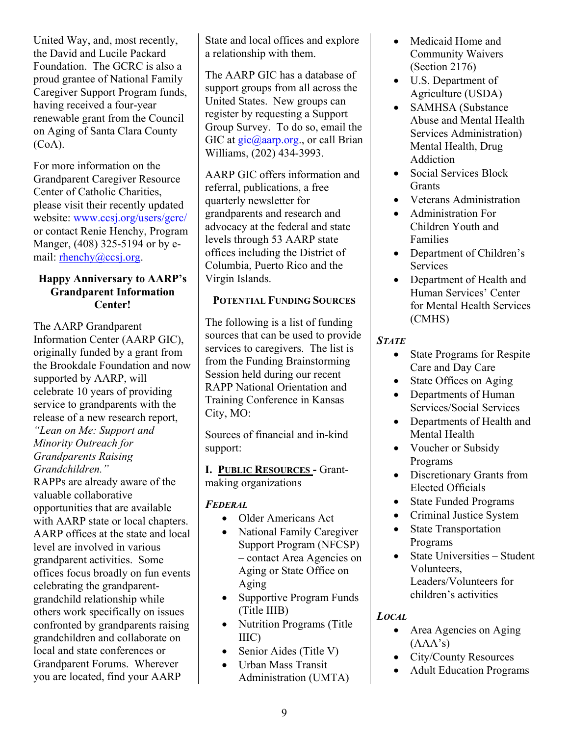United Way, and, most recently, the David and Lucile Packard Foundation. The GCRC is also a proud grantee of National Family Caregiver Support Program funds, having received a four-year renewable grant from the Council on Aging of Santa Clara County (CoA).

For more information on the Grandparent Caregiver Resource Center of Catholic Charities, please visit their recently updated website: www.ccsj.org/users/gcrc/ or contact Renie Henchy, Program Manger, (408) 325-5194 or by e-mail: rhenchy@ccsj.org.

### Happy Anniversary to AARP's Grandparent Information Center!

The AARP Grandparent Information Center (AARP GIC), originally funded by a grant from the Brookdale Foundation and now supported by AARP, will celebrate 10 years of providing service to grandparents with the release of a new research report, *"Lean on Me: Support and Minority Outreach for Grandparents Raising Grandchildren."*
RAPPs are already aware of the valuable collaborative opportunities that are available with AARP state or local chapters. AARP offices at the state and local level are involved in various grandparent activities. Some offices focus broadly on fun events celebrating the grandparent-grandchild relationship while others work specifically on issues confronted by grandparents raising grandchildren and collaborate on local and state conferences or Grandparent Forums. Wherever you are located, find your AARP State and local offices and explore a relationship with them.

The AARP GIC has a database of support groups from all across the United States. New groups can register by requesting a Support Group Survey. To do so, email the GIC at gic@aarp.org., or call Brian Williams, (202) 434-3993.

AARP GIC offers information and referral, publications, a free quarterly newsletter for grandparents and research and advocacy at the federal and state levels through 53 AARP state offices including the District of Columbia, Puerto Rico and the Virgin Islands.

### Potential Funding Sources

The following is a list of funding sources that can be used to provide services to caregivers. The list is from the Funding Brainstorming Session held during our recent RAPP National Orientation and Training Conference in Kansas City, MO:

Sources of financial and in-kind support:

**I. Public Resources -** Grant-making organizations

#### *Federal*

- Older Americans Act
- National Family Caregiver Support Program (NFCSP) – contact Area Agencies on Aging or State Office on Aging
- Supportive Program Funds (Title IIIB)
- Nutrition Programs (Title IIIC)
- Senior Aides (Title V)
- Urban Mass Transit Administration (UMTA)
- Medicaid Home and Community Waivers (Section 2176)
- U.S. Department of Agriculture (USDA)
- SAMHSA (Substance Abuse and Mental Health Services Administration) Mental Health, Drug Addiction
- Social Services Block Grants
- Veterans Administration
- Administration For Children Youth and Families
- Department of Children's Services
- Department of Health and Human Services' Center for Mental Health Services (CMHS)

#### *State*

- State Programs for Respite Care and Day Care
- State Offices on Aging
- Departments of Human Services/Social Services
- Departments of Health and Mental Health
- Voucher or Subsidy Programs
- Discretionary Grants from Elected Officials
- State Funded Programs
- Criminal Justice System
- State Transportation Programs
- State Universities – Student Volunteers, Leaders/Volunteers for children's activities

#### *Local*

- Area Agencies on Aging (AAA's)
- City/County Resources
- Adult Education Programs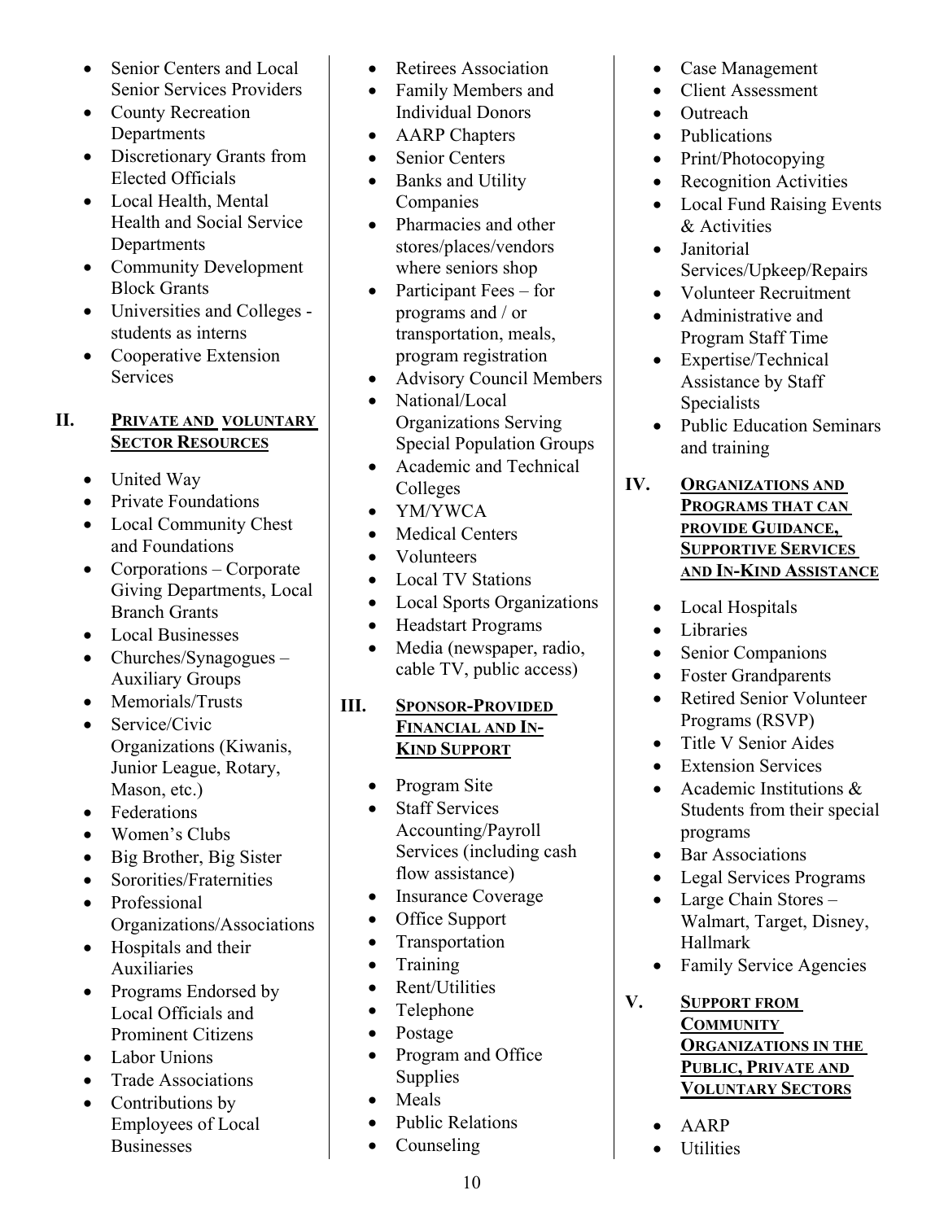- Senior Centers and Local Senior Services Providers
- County Recreation Departments
- Discretionary Grants from Elected Officials
- Local Health, Mental Health and Social Service Departments
- Community Development Block Grants
- Universities and Colleges - students as interns
- Cooperative Extension Services

## II. PRIVATE AND VOLUNTARY SECTOR RESOURCES

- United Way
- Private Foundations
- Local Community Chest and Foundations
- Corporations – Corporate Giving Departments, Local Branch Grants
- Local Businesses
- Churches/Synagogues – Auxiliary Groups
- Memorials/Trusts
- Service/Civic Organizations (Kiwanis, Junior League, Rotary, Mason, etc.)
- Federations
- Women's Clubs
- Big Brother, Big Sister
- Sororities/Fraternities
- Professional Organizations/Associations
- Hospitals and their Auxiliaries
- Programs Endorsed by Local Officials and Prominent Citizens
- Labor Unions
- Trade Associations
- Contributions by Employees of Local Businesses
- Retirees Association
- Family Members and Individual Donors
- AARP Chapters
- Senior Centers
- Banks and Utility Companies
- Pharmacies and other stores/places/vendors where seniors shop
- Participant Fees – for programs and / or transportation, meals, program registration
- Advisory Council Members
- National/Local Organizations Serving Special Population Groups
- Academic and Technical Colleges
- YM/YWCA
- Medical Centers
- Volunteers
- Local TV Stations
- Local Sports Organizations
- Headstart Programs
- Media (newspaper, radio, cable TV, public access)

## III. SPONSOR-PROVIDED FINANCIAL AND IN-KIND SUPPORT

- Program Site
- Staff Services Accounting/Payroll Services (including cash flow assistance)
- Insurance Coverage
- Office Support
- Transportation
- Training
- Rent/Utilities
- Telephone
- Postage
- Program and Office Supplies
- Meals
- Public Relations
- Counseling
- Case Management
- Client Assessment
- Outreach
- Publications
- Print/Photocopying
- Recognition Activities
- Local Fund Raising Events & Activities
- Janitorial Services/Upkeep/Repairs
- Volunteer Recruitment
- Administrative and Program Staff Time
- Expertise/Technical Assistance by Staff Specialists
- Public Education Seminars and training

## IV. ORGANIZATIONS AND PROGRAMS THAT CAN PROVIDE GUIDANCE, SUPPORTIVE SERVICES AND IN-KIND ASSISTANCE

- Local Hospitals
- Libraries
- Senior Companions
- Foster Grandparents
- Retired Senior Volunteer Programs (RSVP)
- Title V Senior Aides
- Extension Services
- Academic Institutions & Students from their special programs
- Bar Associations
- Legal Services Programs
- Large Chain Stores – Walmart, Target, Disney, Hallmark
- Family Service Agencies

## V. SUPPORT FROM COMMUNITY ORGANIZATIONS IN THE PUBLIC, PRIVATE AND VOLUNTARY SECTORS

- AARP
- Utilities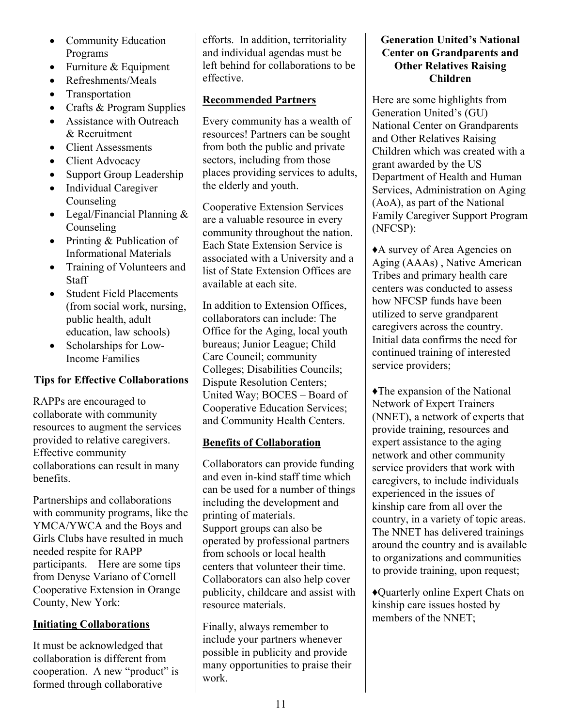- Community Education Programs
- Furniture & Equipment
- Refreshments/Meals
- Transportation
- Crafts & Program Supplies
- Assistance with Outreach & Recruitment
- Client Assessments
- Client Advocacy
- Support Group Leadership
- Individual Caregiver Counseling
- Legal/Financial Planning & Counseling
- Printing & Publication of Informational Materials
- Training of Volunteers and Staff
- Student Field Placements (from social work, nursing, public health, adult education, law schools)
- Scholarships for Low-Income Families

**Tips for Effective Collaborations**

RAPPs are encouraged to collaborate with community resources to augment the services provided to relative caregivers. Effective community collaborations can result in many benefits.

Partnerships and collaborations with community programs, like the YMCA/YWCA and the Boys and Girls Clubs have resulted in much needed respite for RAPP participants. Here are some tips from Denyse Variano of Cornell Cooperative Extension in Orange County, New York:

**Initiating Collaborations**

It must be acknowledged that collaboration is different from cooperation. A new "product" is formed through collaborative efforts. In addition, territoriality and individual agendas must be left behind for collaborations to be effective.

**Recommended Partners**

Every community has a wealth of resources! Partners can be sought from both the public and private sectors, including from those places providing services to adults, the elderly and youth.

Cooperative Extension Services are a valuable resource in every community throughout the nation. Each State Extension Service is associated with a University and a list of State Extension Offices are available at each site.

In addition to Extension Offices, collaborators can include: The Office for the Aging, local youth bureaus; Junior League; Child Care Council; community Colleges; Disabilities Councils; Dispute Resolution Centers; United Way; BOCES – Board of Cooperative Education Services; and Community Health Centers.

**Benefits of Collaboration**

Collaborators can provide funding and even in-kind staff time which can be used for a number of things including the development and printing of materials.
Support groups can also be operated by professional partners from schools or local health centers that volunteer their time. Collaborators can also help cover publicity, childcare and assist with resource materials.

Finally, always remember to include your partners whenever possible in publicity and provide many opportunities to praise their work.

**Generation United's National Center on Grandparents and Other Relatives Raising Children**

Here are some highlights from Generation United's (GU) National Center on Grandparents and Other Relatives Raising Children which was created with a grant awarded by the US Department of Health and Human Services, Administration on Aging (AoA), as part of the National Family Caregiver Support Program (NFCSP):

♦A survey of Area Agencies on Aging (AAAs) , Native American Tribes and primary health care centers was conducted to assess how NFCSP funds have been utilized to serve grandparent caregivers across the country. Initial data confirms the need for continued training of interested service providers;

♦The expansion of the National Network of Expert Trainers (NNET), a network of experts that provide training, resources and expert assistance to the aging network and other community service providers that work with caregivers, to include individuals experienced in the issues of kinship care from all over the country, in a variety of topic areas. The NNET has delivered trainings around the country and is available to organizations and communities to provide training, upon request;

♦Quarterly online Expert Chats on kinship care issues hosted by members of the NNET;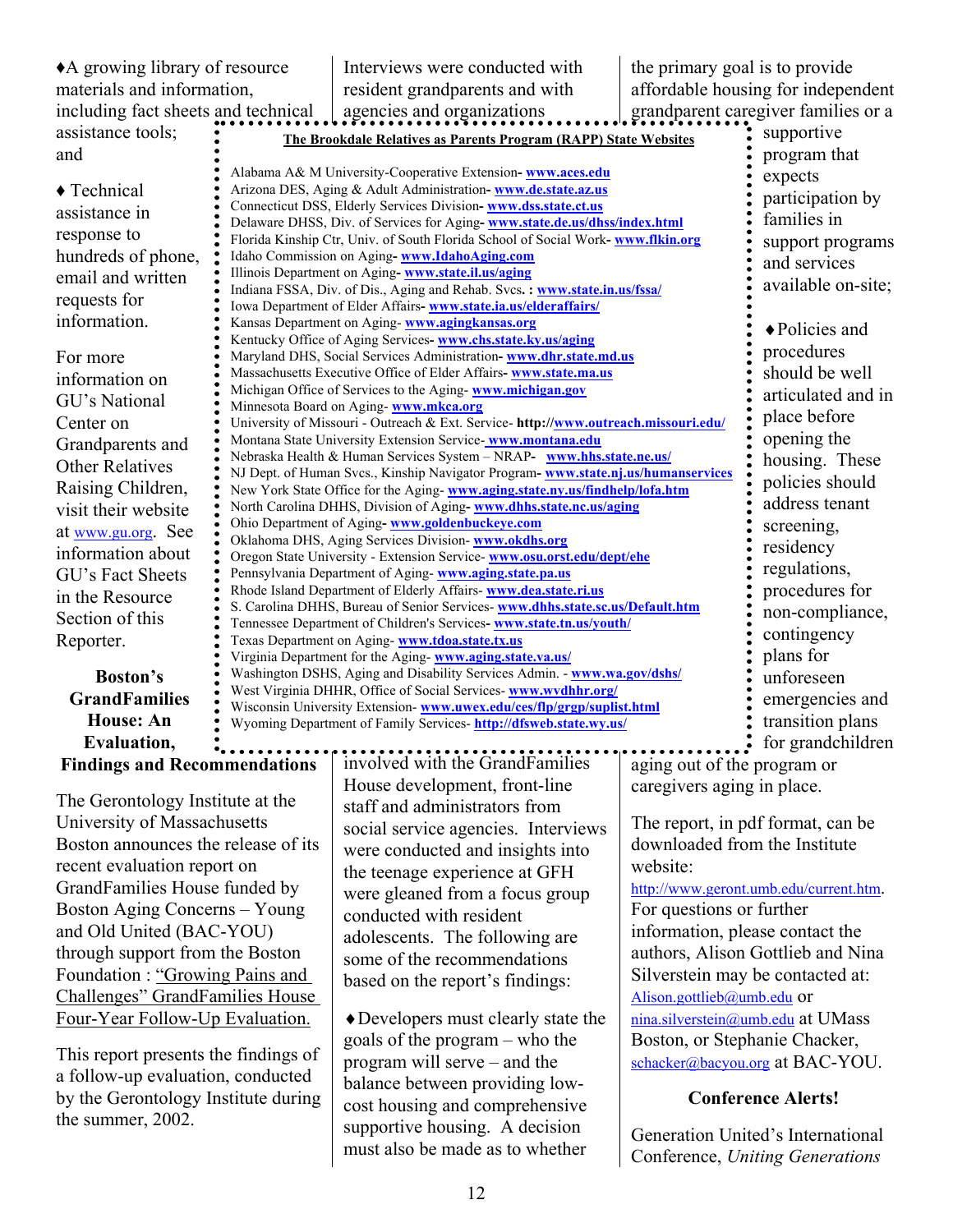♦A growing library of resource materials and information, including fact sheets and technical assistance tools; and

♦ Technical assistance in response to hundreds of phone, email and written requests for information.

For more information on GU's National Center on Grandparents and Other Relatives Raising Children, visit their website at www.gu.org. See information about GU's Fact Sheets in the Resource Section of this Reporter.

**The Brookdale Relatives as Parents Program (RAPP) State Websites**

- Alabama A& M University-Cooperative Extension- **www.aces.edu**
- Arizona DES, Aging & Adult Administration- **www.de.state.az.us**
- Connecticut DSS, Elderly Services Division- **www.dss.state.ct.us**
- Delaware DHSS, Div. of Services for Aging- **www.state.de.us/dhss/index.html**
- Florida Kinship Ctr, Univ. of South Florida School of Social Work- **www.flkin.org**
- Idaho Commission on Aging- **www.IdahoAging.com**
- Illinois Department on Aging- **www.state.il.us/aging**
- Indiana FSSA, Div. of Dis., Aging and Rehab. Svcs. : **www.state.in.us/fssa/**
- Iowa Department of Elder Affairs- **www.state.ia.us/elderaffairs/**
- Kansas Department on Aging- **www.agingkansas.org**
- Kentucky Office of Aging Services- **www.chs.state.ky.us/aging**
- Maryland DHS, Social Services Administration- **www.dhr.state.md.us**
- Massachusetts Executive Office of Elder Affairs- **www.state.ma.us**
- Michigan Office of Services to the Aging- **www.michigan.gov**
- Minnesota Board on Aging- **www.mkca.org**
- University of Missouri - Outreach & Ext. Service- **http://www.outreach.missouri.edu/**
- Montana State University Extension Service- **www.montana.edu**
- Nebraska Health & Human Services System – NRAP- **www.hhs.state.ne.us/**
- NJ Dept. of Human Svcs., Kinship Navigator Program- **www.state.nj.us/humanservices**
- New York State Office for the Aging- **www.aging.state.ny.us/findhelp/lofa.htm**
- North Carolina DHHS, Division of Aging- **www.dhhs.state.nc.us/aging**
- Ohio Department of Aging- **www.goldenbuckeye.com**
- Oklahoma DHS, Aging Services Division- **www.okdhs.org**
- Oregon State University - Extension Service- **www.osu.orst.edu/dept/ehe**
- Pennsylvania Department of Aging- **www.aging.state.pa.us**
- Rhode Island Department of Elderly Affairs- **www.dea.state.ri.us**
- S. Carolina DHHS, Bureau of Senior Services- **www.dhhs.state.sc.us/Default.htm**
- Tennessee Department of Children's Services- **www.state.tn.us/youth/**
- Texas Department on Aging- **www.tdoa.state.tx.us**
- Virginia Department for the Aging- **www.aging.state.va.us/**
- Washington DSHS, Aging and Disability Services Admin. - **www.wa.gov/dshs/**
- West Virginia DHHR, Office of Social Services- **www.wvdhhr.org/**
- Wisconsin University Extension- **www.uwex.edu/ces/flp/grgp/suplist.html**
- Wyoming Department of Family Services- **http://dfsweb.state.wy.us/**

## Boston's GrandFamilies House: An Evaluation, Findings and Recommendations

The Gerontology Institute at the University of Massachusetts Boston announces the release of its recent evaluation report on GrandFamilies House funded by Boston Aging Concerns – Young and Old United (BAC-YOU) through support from the Boston Foundation : "Growing Pains and Challenges" GrandFamilies House Four-Year Follow-Up Evaluation.

This report presents the findings of a follow-up evaluation, conducted by the Gerontology Institute during the summer, 2002. Interviews were conducted with resident grandparents and with agencies and organizations involved with the GrandFamilies House development, front-line staff and administrators from social service agencies. Interviews were conducted and insights into the teenage experience at GFH were gleaned from a focus group conducted with resident adolescents. The following are some of the recommendations based on the report's findings:

♦Developers must clearly state the goals of the program – who the program will serve – and the balance between providing low-cost housing and comprehensive supportive housing. A decision must also be made as to whether the primary goal is to provide affordable housing for independent grandparent caregiver families or a supportive program that expects participation by families in support programs and services available on-site;

♦Policies and procedures should be well articulated and in place before opening the housing. These policies should address tenant screening, residency regulations, procedures for non-compliance, contingency plans for unforeseen emergencies and transition plans for grandchildren aging out of the program or caregivers aging in place.

The report, in pdf format, can be downloaded from the Institute website: http://www.geront.umb.edu/current.htm. For questions or further information, please contact the authors, Alison Gottlieb and Nina Silverstein may be contacted at: Alison.gottlieb@umb.edu or nina.silverstein@umb.edu at UMass Boston, or Stephanie Chacker, schacker@bacyou.org at BAC-YOU.

## Conference Alerts!

Generation United's International Conference, *Uniting Generations*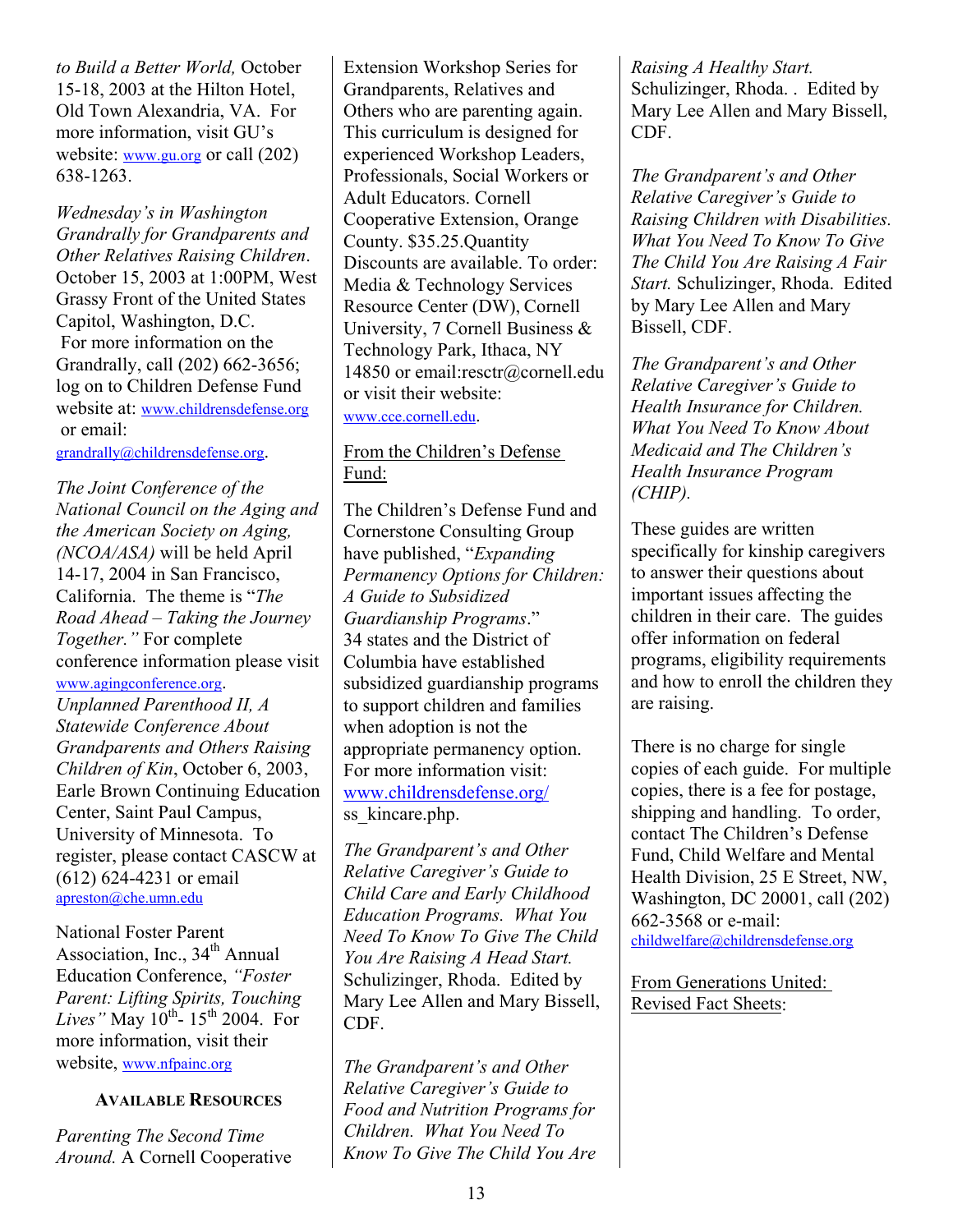*to Build a Better World,* October 15-18, 2003 at the Hilton Hotel, Old Town Alexandria, VA. For more information, visit GU's website: www.gu.org or call (202) 638-1263.

*Wednesday's in Washington Grandrally for Grandparents and Other Relatives Raising Children*. October 15, 2003 at 1:00PM, West Grassy Front of the United States Capitol, Washington, D.C. For more information on the Grandrally, call (202) 662-3656; log on to Children Defense Fund website at: www.childrensdefense.org or email: grandrally@childrensdefense.org.

*The Joint Conference of the National Council on the Aging and the American Society on Aging, (NCOA/ASA)* will be held April 14-17, 2004 in San Francisco, California. The theme is "*The Road Ahead – Taking the Journey Together."* For complete conference information please visit www.agingconference.org.

*Unplanned Parenthood II, A Statewide Conference About Grandparents and Others Raising Children of Kin*, October 6, 2003, Earle Brown Continuing Education Center, Saint Paul Campus, University of Minnesota. To register, please contact CASCW at (612) 624-4231 or email apreston@che.umn.edu

National Foster Parent Association, Inc., 34th Annual Education Conference, *"Foster Parent: Lifting Spirits, Touching Lives"* May 10th- 15th 2004. For more information, visit their website, www.nfpainc.org

## AVAILABLE RESOURCES

*Parenting The Second Time Around.* A Cornell Cooperative Extension Workshop Series for Grandparents, Relatives and Others who are parenting again. This curriculum is designed for experienced Workshop Leaders, Professionals, Social Workers or Adult Educators. Cornell Cooperative Extension, Orange County. $35.25.Quantity Discounts are available. To order: Media & Technology Services Resource Center (DW), Cornell University, 7 Cornell Business & Technology Park, Ithaca, NY 14850 or email:resctr@cornell.edu or visit their website: www.cce.cornell.edu.

From the Children's Defense Fund:

The Children's Defense Fund and Cornerstone Consulting Group have published, "*Expanding Permanency Options for Children: A Guide to Subsidized Guardianship Programs*." 34 states and the District of Columbia have established subsidized guardianship programs to support children and families when adoption is not the appropriate permanency option. For more information visit: www.childrensdefense.org/ ss_kincare.php.

*The Grandparent's and Other Relative Caregiver's Guide to Child Care and Early Childhood Education Programs. What You Need To Know To Give The Child You Are Raising A Head Start.* Schulizinger, Rhoda. Edited by Mary Lee Allen and Mary Bissell, CDF.

*The Grandparent's and Other Relative Caregiver's Guide to Food and Nutrition Programs for Children. What You Need To Know To Give The Child You Are Raising A Healthy Start.* Schulizinger, Rhoda. . Edited by Mary Lee Allen and Mary Bissell, CDF.

*The Grandparent's and Other Relative Caregiver's Guide to Raising Children with Disabilities. What You Need To Know To Give The Child You Are Raising A Fair Start.* Schulizinger, Rhoda. Edited by Mary Lee Allen and Mary Bissell, CDF.

*The Grandparent's and Other Relative Caregiver's Guide to Health Insurance for Children. What You Need To Know About Medicaid and The Children's Health Insurance Program (CHIP).*

These guides are written specifically for kinship caregivers to answer their questions about important issues affecting the children in their care. The guides offer information on federal programs, eligibility requirements and how to enroll the children they are raising.

There is no charge for single copies of each guide. For multiple copies, there is a fee for postage, shipping and handling. To order, contact The Children's Defense Fund, Child Welfare and Mental Health Division, 25 E Street, NW, Washington, DC 20001, call (202) 662-3568 or e-mail: childwelfare@childrensdefense.org

From Generations United: Revised Fact Sheets: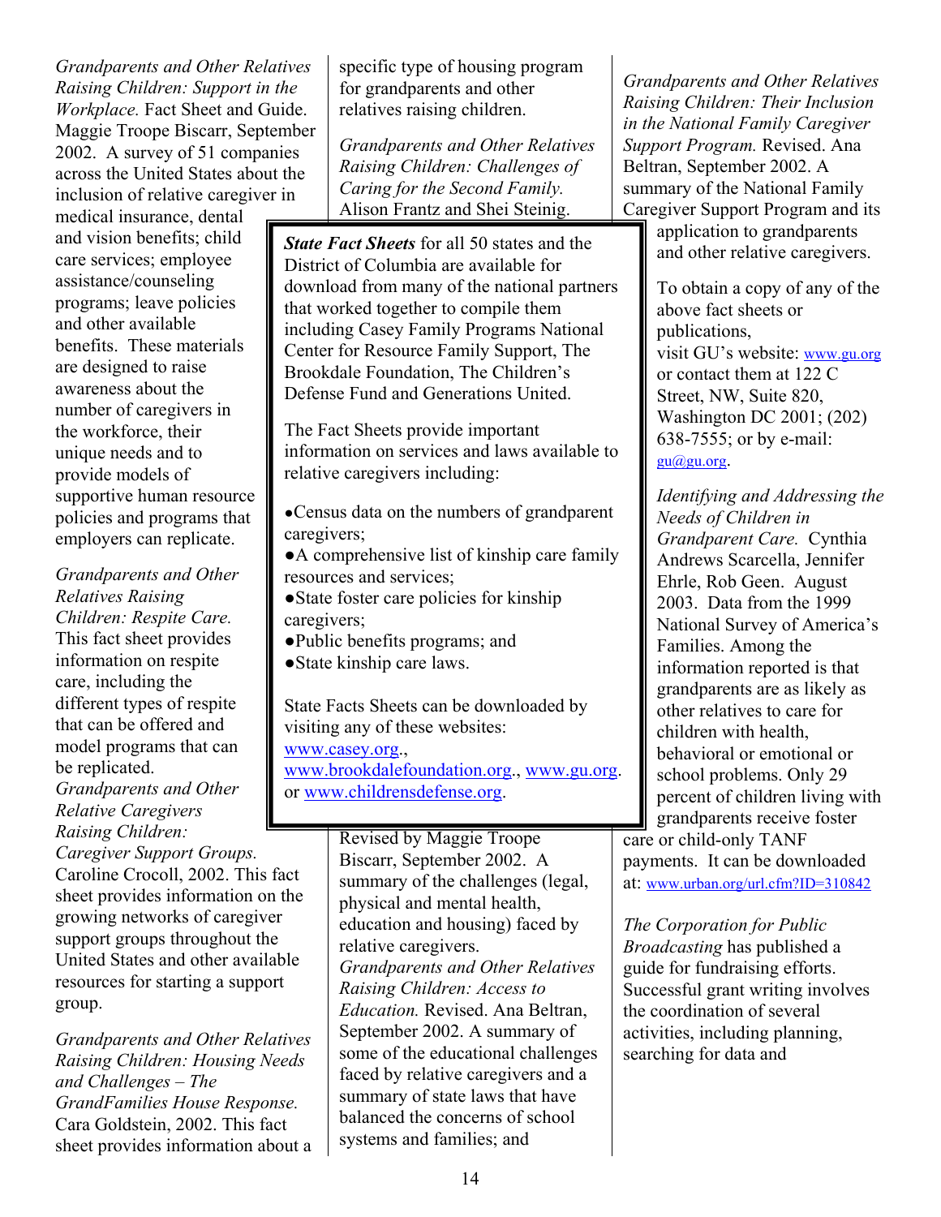*Grandparents and Other Relatives Raising Children: Support in the Workplace.* Fact Sheet and Guide. Maggie Troope Biscarr, September 2002. A survey of 51 companies across the United States about the inclusion of relative caregiver in medical insurance, dental and vision benefits; child care services; employee assistance/counseling programs; leave policies and other available benefits. These materials are designed to raise awareness about the number of caregivers in the workforce, their unique needs and to provide models of supportive human resource policies and programs that employers can replicate.

*Grandparents and Other Relatives Raising Children: Respite Care.* This fact sheet provides information on respite care, including the different types of respite that can be offered and model programs that can be replicated.

*Grandparents and Other Relative Caregivers Raising Children: Caregiver Support Groups.* Caroline Crocoll, 2002. This fact sheet provides information on the growing networks of caregiver support groups throughout the United States and other available resources for starting a support group.

*Grandparents and Other Relatives Raising Children: Housing Needs and Challenges – The GrandFamilies House Response.* Cara Goldstein, 2002. This fact sheet provides information about a specific type of housing program for grandparents and other relatives raising children.

*Grandparents and Other Relatives Raising Children: Challenges of Caring for the Second Family.* Alison Frantz and Shei Steinig. Revised by Maggie Troope Biscarr, September 2002. A summary of the challenges (legal, physical and mental health, education and housing) faced by relative caregivers.

*Grandparents and Other Relatives Raising Children: Access to Education.* Revised. Ana Beltran, September 2002. A summary of some of the educational challenges faced by relative caregivers and a summary of state laws that have balanced the concerns of school systems and families; and

*Grandparents and Other Relatives Raising Children: Their Inclusion in the National Family Caregiver Support Program.* Revised. Ana Beltran, September 2002. A summary of the National Family Caregiver Support Program and its application to grandparents and other relative caregivers.

To obtain a copy of any of the above fact sheets or publications, visit GU's website: www.gu.org or contact them at 122 C Street, NW, Suite 820, Washington DC 2001; (202) 638-7555; or by e-mail: gu@gu.org.

*Identifying and Addressing the Needs of Children in Grandparent Care.* Cynthia Andrews Scarcella, Jennifer Ehrle, Rob Geen. August 2003. Data from the 1999 National Survey of America's Families. Among the information reported is that grandparents are as likely as other relatives to care for children with health, behavioral or emotional or school problems. Only 29 percent of children living with grandparents receive foster care or child-only TANF payments. It can be downloaded at: www.urban.org/url.cfm?ID=310842

*The Corporation for Public Broadcasting* has published a guide for fundraising efforts. Successful grant writing involves the coordination of several activities, including planning, searching for data and

---

***State Fact Sheets*** for all 50 states and the District of Columbia are available for download from many of the national partners that worked together to compile them including Casey Family Programs National Center for Resource Family Support, The Brookdale Foundation, The Children's Defense Fund and Generations United.

The Fact Sheets provide important information on services and laws available to relative caregivers including:

- Census data on the numbers of grandparent caregivers;
- A comprehensive list of kinship care family resources and services;
- State foster care policies for kinship caregivers;
- Public benefits programs; and
- State kinship care laws.

State Facts Sheets can be downloaded by visiting any of these websites: www.casey.org., www.brookdalefoundation.org., www.gu.org. or www.childrensdefense.org.

---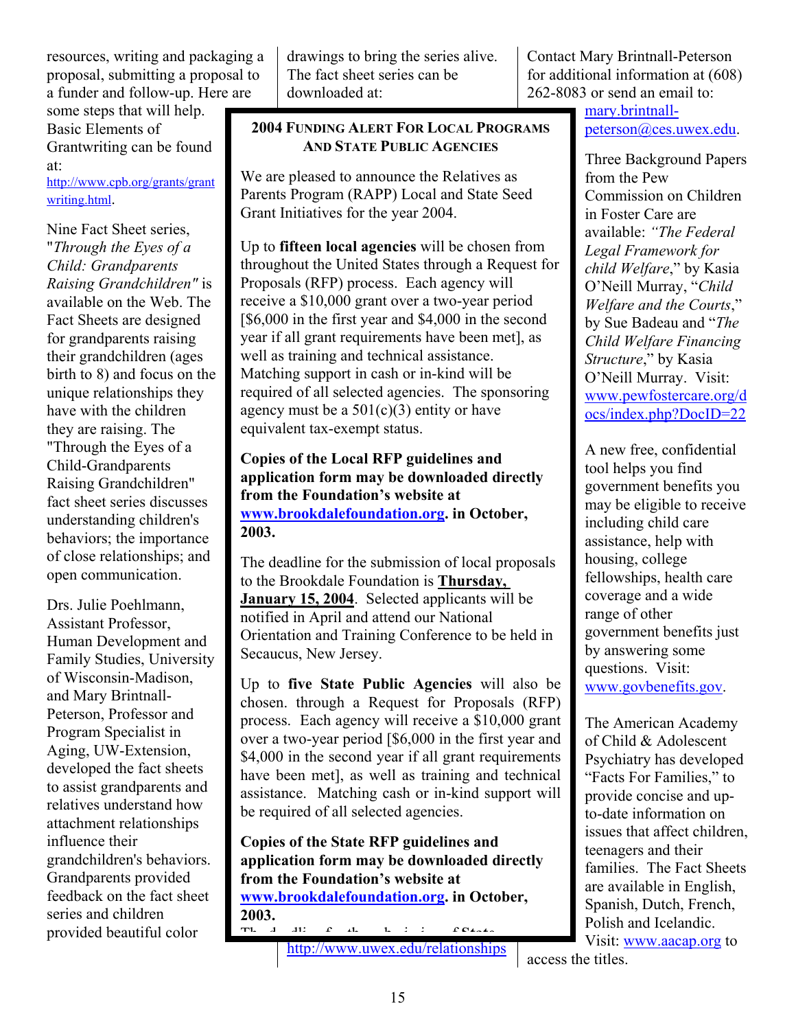resources, writing and packaging a proposal, submitting a proposal to a funder and follow-up. Here are some steps that will help. Basic Elements of Grantwriting can be found at: http://www.cpb.org/grants/grantwriting.html.

Nine Fact Sheet series, "*Through the Eyes of a Child: Grandparents Raising Grandchildren"* is available on the Web. The Fact Sheets are designed for grandparents raising their grandchildren (ages birth to 8) and focus on the unique relationships they have with the children they are raising. The "Through the Eyes of a Child-Grandparents Raising Grandchildren" fact sheet series discusses understanding children's behaviors; the importance of close relationships; and open communication.

Drs. Julie Poehlmann, Assistant Professor, Human Development and Family Studies, University of Wisconsin-Madison, and Mary Brintnall-Peterson, Professor and Program Specialist in Aging, UW-Extension, developed the fact sheets to assist grandparents and relatives understand how attachment relationships influence their grandchildren's behaviors. Grandparents provided feedback on the fact sheet series and children provided beautiful color drawings to bring the series alive. The fact sheet series can be downloaded at: http://www.uwex.edu/relationships

Contact Mary Brintnall-Peterson for additional information at (608) 262-8083 or send an email to: mary.brintnall-peterson@ces.uwex.edu.

## 2004 Funding Alert For Local Programs And State Public Agencies

We are pleased to announce the Relatives as Parents Program (RAPP) Local and State Seed Grant Initiatives for the year 2004.

Up to **fifteen local agencies** will be chosen from throughout the United States through a Request for Proposals (RFP) process. Each agency will receive a $10,000 grant over a two-year period [$6,000 in the first year and $4,000 in the second year if all grant requirements have been met], as well as training and technical assistance. Matching support in cash or in-kind will be required of all selected agencies. The sponsoring agency must be a 501(c)(3) entity or have equivalent tax-exempt status.

**Copies of the Local RFP guidelines and application form may be downloaded directly from the Foundation's website at www.brookdalefoundation.org. in October, 2003.**

The deadline for the submission of local proposals to the Brookdale Foundation is **Thursday, January 15, 2004**. Selected applicants will be notified in April and attend our National Orientation and Training Conference to be held in Secaucus, New Jersey.

Up to **five State Public Agencies** will also be chosen. through a Request for Proposals (RFP) process. Each agency will receive a $10,000 grant over a two-year period [$6,000 in the first year and $4,000 in the second year if all grant requirements have been met], as well as training and technical assistance. Matching cash or in-kind support will be required of all selected agencies.

**Copies of the State RFP guidelines and application form may be downloaded directly from the Foundation's website at www.brookdalefoundation.org. in October, 2003.**

The deadline for the submission of State

Three Background Papers from the Pew Commission on Children in Foster Care are available: *"The Federal Legal Framework for child Welfare*," by Kasia O'Neill Murray, "*Child Welfare and the Courts*," by Sue Badeau and "*The Child Welfare Financing Structure*," by Kasia O'Neill Murray. Visit: www.pewfostercare.org/docs/index.php?DocID=22

A new free, confidential tool helps you find government benefits you may be eligible to receive including child care assistance, help with housing, college fellowships, health care coverage and a wide range of other government benefits just by answering some questions. Visit: www.govbenefits.gov.

The American Academy of Child & Adolescent Psychiatry has developed "Facts For Families," to provide concise and up-to-date information on issues that affect children, teenagers and their families. The Fact Sheets are available in English, Spanish, Dutch, French, Polish and Icelandic. Visit: www.aacap.org to access the titles.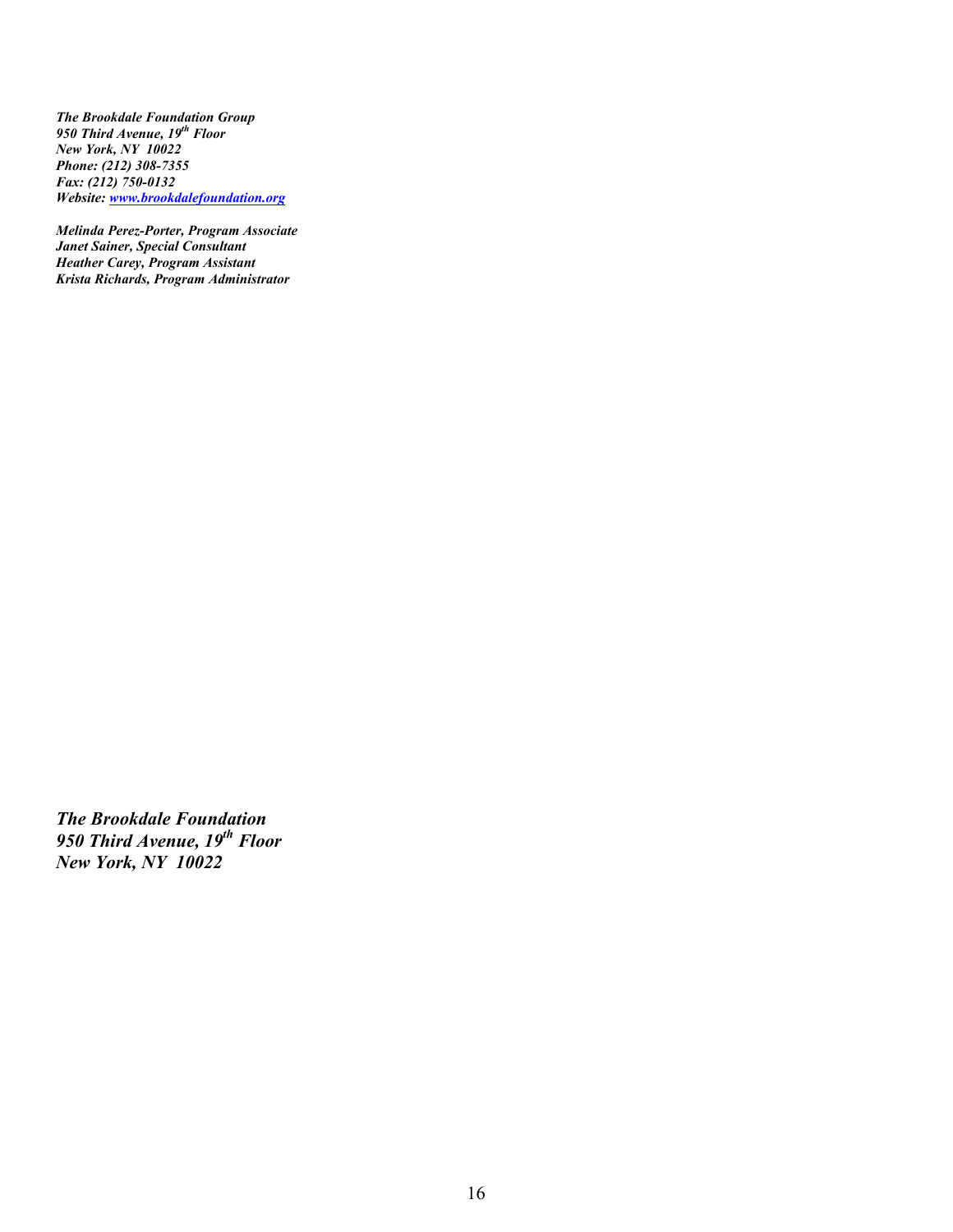***The Brookdale Foundation Group***
***950 Third Avenue, 19th Floor***
***New York, NY  10022***
***Phone: (212) 308-7355***
***Fax: (212) 750-0132***
***Website: [www.brookdalefoundation.org](http://www.brookdalefoundation.org)***

***Melinda Perez-Porter, Program Associate***
***Janet Sainer, Special Consultant***
***Heather Carey, Program Assistant***
***Krista Richards, Program Administrator***

***The Brookdale Foundation***
***950 Third Avenue, 19th Floor***
***New York, NY  10022***